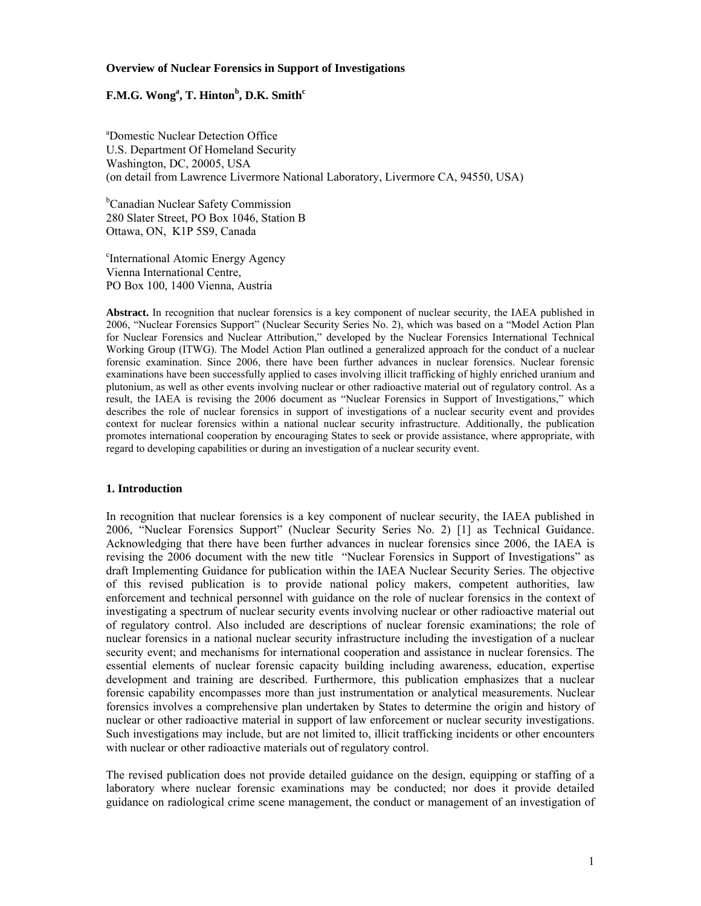**Overview of Nuclear Forensics in Support of Investigations**

**F.M.G. Wong[a], T. Hinton[b], D.K. Smith[c]**

[a]Domestic Nuclear Detection Office
U.S. Department Of Homeland Security
Washington, DC, 20005, USA
(on detail from Lawrence Livermore National Laboratory, Livermore CA, 94550, USA)

[b]Canadian Nuclear Safety Commission
280 Slater Street, PO Box 1046, Station B
Ottawa, ON, K1P 5S9, Canada

[c]International Atomic Energy Agency
Vienna International Centre,
PO Box 100, 1400 Vienna, Austria

**Abstract.** In recognition that nuclear forensics is a key component of nuclear security, the IAEA published in 2006, "Nuclear Forensics Support" (Nuclear Security Series No. 2), which was based on a "Model Action Plan for Nuclear Forensics and Nuclear Attribution," developed by the Nuclear Forensics International Technical Working Group (ITWG). The Model Action Plan outlined a generalized approach for the conduct of a nuclear forensic examination. Since 2006, there have been further advances in nuclear forensics. Nuclear forensic examinations have been successfully applied to cases involving illicit trafficking of highly enriched uranium and plutonium, as well as other events involving nuclear or other radioactive material out of regulatory control. As a result, the IAEA is revising the 2006 document as "Nuclear Forensics in Support of Investigations," which describes the role of nuclear forensics in support of investigations of a nuclear security event and provides context for nuclear forensics within a national nuclear security infrastructure. Additionally, the publication promotes international cooperation by encouraging States to seek or provide assistance, where appropriate, with regard to developing capabilities or during an investigation of a nuclear security event.

## 1. Introduction

In recognition that nuclear forensics is a key component of nuclear security, the IAEA published in 2006, "Nuclear Forensics Support" (Nuclear Security Series No. 2) [1] as Technical Guidance. Acknowledging that there have been further advances in nuclear forensics since 2006, the IAEA is revising the 2006 document with the new title "Nuclear Forensics in Support of Investigations" as draft Implementing Guidance for publication within the IAEA Nuclear Security Series. The objective of this revised publication is to provide national policy makers, competent authorities, law enforcement and technical personnel with guidance on the role of nuclear forensics in the context of investigating a spectrum of nuclear security events involving nuclear or other radioactive material out of regulatory control. Also included are descriptions of nuclear forensic examinations; the role of nuclear forensics in a national nuclear security infrastructure including the investigation of a nuclear security event; and mechanisms for international cooperation and assistance in nuclear forensics. The essential elements of nuclear forensic capacity building including awareness, education, expertise development and training are described. Furthermore, this publication emphasizes that a nuclear forensic capability encompasses more than just instrumentation or analytical measurements. Nuclear forensics involves a comprehensive plan undertaken by States to determine the origin and history of nuclear or other radioactive material in support of law enforcement or nuclear security investigations. Such investigations may include, but are not limited to, illicit trafficking incidents or other encounters with nuclear or other radioactive materials out of regulatory control.

The revised publication does not provide detailed guidance on the design, equipping or staffing of a laboratory where nuclear forensic examinations may be conducted; nor does it provide detailed guidance on radiological crime scene management, the conduct or management of an investigation of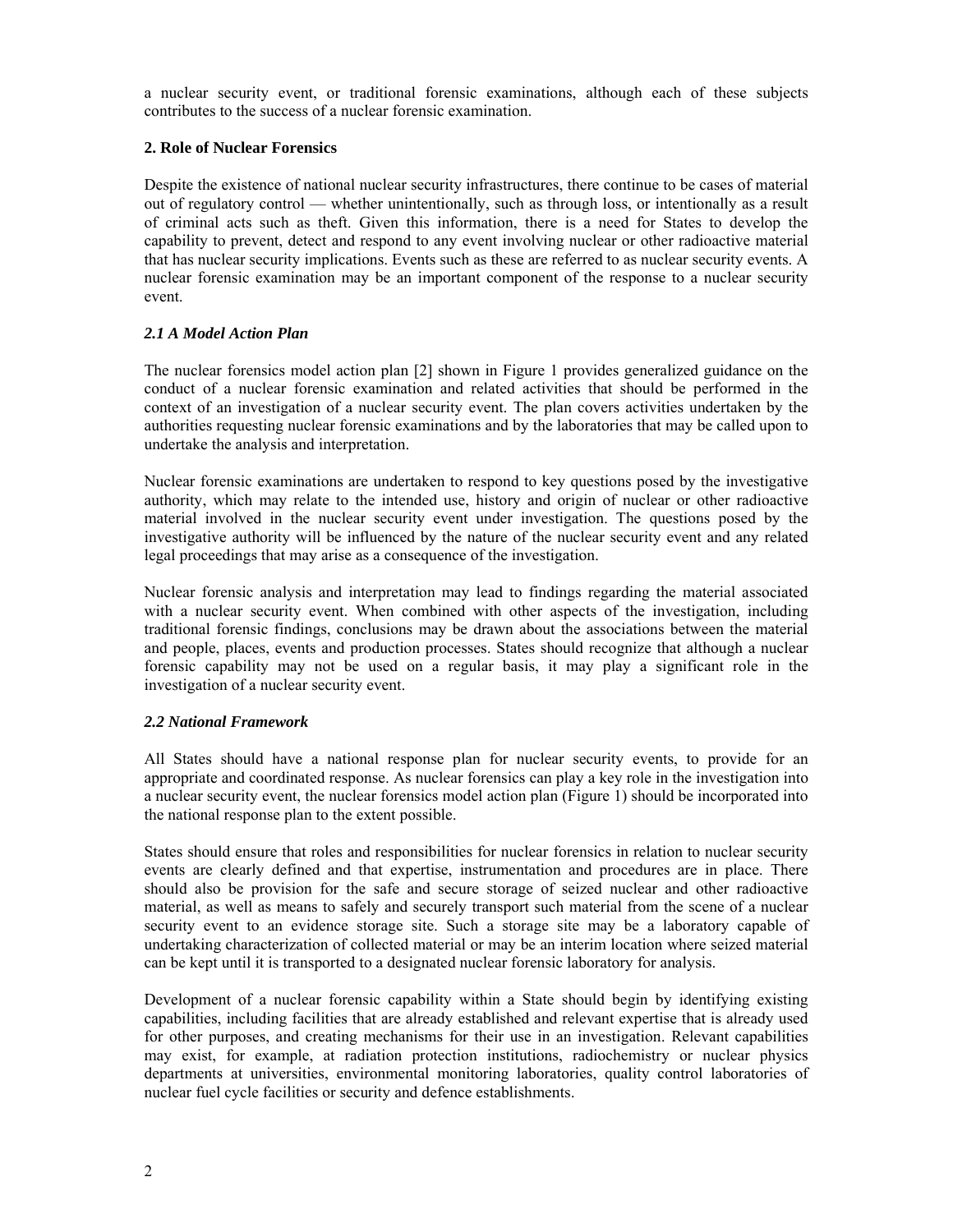a nuclear security event, or traditional forensic examinations, although each of these subjects contributes to the success of a nuclear forensic examination.

## 2. Role of Nuclear Forensics

Despite the existence of national nuclear security infrastructures, there continue to be cases of material out of regulatory control — whether unintentionally, such as through loss, or intentionally as a result of criminal acts such as theft. Given this information, there is a need for States to develop the capability to prevent, detect and respond to any event involving nuclear or other radioactive material that has nuclear security implications. Events such as these are referred to as nuclear security events. A nuclear forensic examination may be an important component of the response to a nuclear security event.

### *2.1 A Model Action Plan*

The nuclear forensics model action plan [2] shown in Figure 1 provides generalized guidance on the conduct of a nuclear forensic examination and related activities that should be performed in the context of an investigation of a nuclear security event. The plan covers activities undertaken by the authorities requesting nuclear forensic examinations and by the laboratories that may be called upon to undertake the analysis and interpretation.

Nuclear forensic examinations are undertaken to respond to key questions posed by the investigative authority, which may relate to the intended use, history and origin of nuclear or other radioactive material involved in the nuclear security event under investigation. The questions posed by the investigative authority will be influenced by the nature of the nuclear security event and any related legal proceedings that may arise as a consequence of the investigation.

Nuclear forensic analysis and interpretation may lead to findings regarding the material associated with a nuclear security event. When combined with other aspects of the investigation, including traditional forensic findings, conclusions may be drawn about the associations between the material and people, places, events and production processes. States should recognize that although a nuclear forensic capability may not be used on a regular basis, it may play a significant role in the investigation of a nuclear security event.

### *2.2 National Framework*

All States should have a national response plan for nuclear security events, to provide for an appropriate and coordinated response. As nuclear forensics can play a key role in the investigation into a nuclear security event, the nuclear forensics model action plan (Figure 1) should be incorporated into the national response plan to the extent possible.

States should ensure that roles and responsibilities for nuclear forensics in relation to nuclear security events are clearly defined and that expertise, instrumentation and procedures are in place. There should also be provision for the safe and secure storage of seized nuclear and other radioactive material, as well as means to safely and securely transport such material from the scene of a nuclear security event to an evidence storage site. Such a storage site may be a laboratory capable of undertaking characterization of collected material or may be an interim location where seized material can be kept until it is transported to a designated nuclear forensic laboratory for analysis.

Development of a nuclear forensic capability within a State should begin by identifying existing capabilities, including facilities that are already established and relevant expertise that is already used for other purposes, and creating mechanisms for their use in an investigation. Relevant capabilities may exist, for example, at radiation protection institutions, radiochemistry or nuclear physics departments at universities, environmental monitoring laboratories, quality control laboratories of nuclear fuel cycle facilities or security and defence establishments.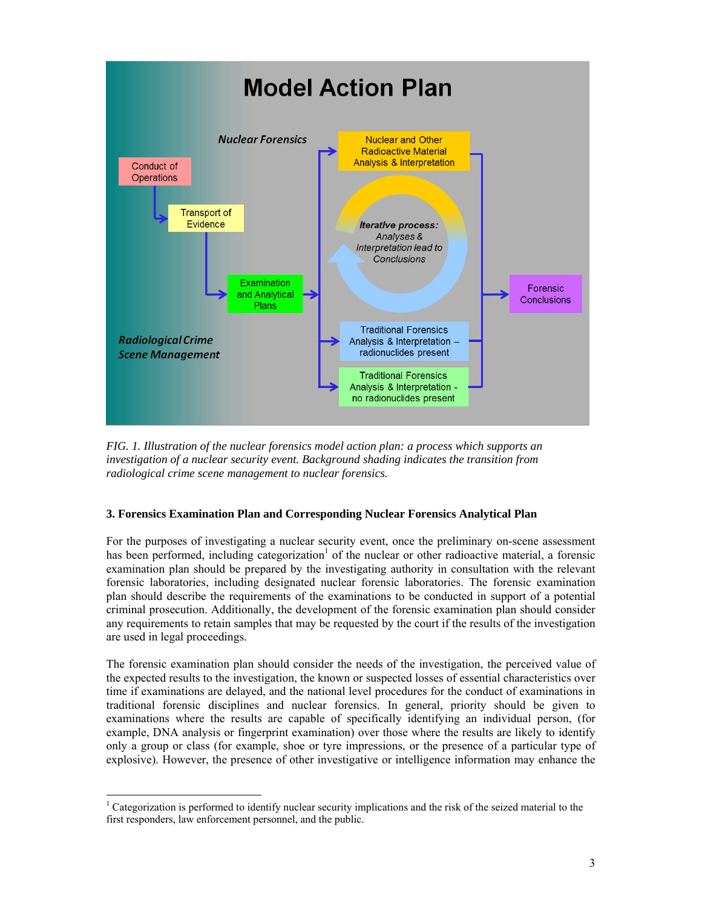FIG. 1. *Illustration of the nuclear forensics model action plan: a process which supports an investigation of a nuclear security event. Background shading indicates the transition from radiological crime scene management to nuclear forensics.*

### 3. Forensics Examination Plan and Corresponding Nuclear Forensics Analytical Plan

For the purposes of investigating a nuclear security event, once the preliminary on-scene assessment has been performed, including categorization[1] of the nuclear or other radioactive material, a forensic examination plan should be prepared by the investigating authority in consultation with the relevant forensic laboratories, including designated nuclear forensic laboratories. The forensic examination plan should describe the requirements of the examinations to be conducted in support of a potential criminal prosecution. Additionally, the development of the forensic examination plan should consider any requirements to retain samples that may be requested by the court if the results of the investigation are used in legal proceedings.

The forensic examination plan should consider the needs of the investigation, the perceived value of the expected results to the investigation, the known or suspected losses of essential characteristics over time if examinations are delayed, and the national level procedures for the conduct of examinations in traditional forensic disciplines and nuclear forensics. In general, priority should be given to examinations where the results are capable of specifically identifying an individual person, (for example, DNA analysis or fingerprint examination) over those where the results are likely to identify only a group or class (for example, shoe or tyre impressions, or the presence of a particular type of explosive). However, the presence of other investigative or intelligence information may enhance the

---

[1] Categorization is performed to identify nuclear security implications and the risk of the seized material to the first responders, law enforcement personnel, and the public.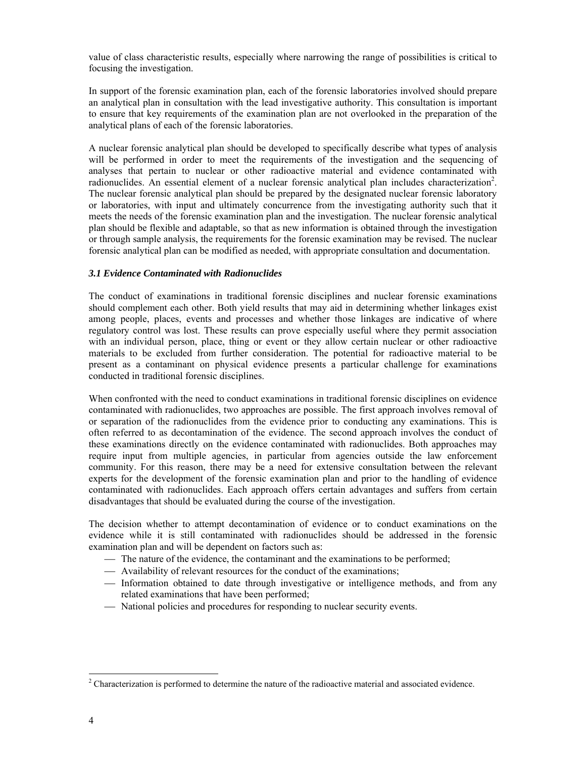value of class characteristic results, especially where narrowing the range of possibilities is critical to focusing the investigation.

In support of the forensic examination plan, each of the forensic laboratories involved should prepare an analytical plan in consultation with the lead investigative authority. This consultation is important to ensure that key requirements of the examination plan are not overlooked in the preparation of the analytical plans of each of the forensic laboratories.

A nuclear forensic analytical plan should be developed to specifically describe what types of analysis will be performed in order to meet the requirements of the investigation and the sequencing of analyses that pertain to nuclear or other radioactive material and evidence contaminated with radionuclides. An essential element of a nuclear forensic analytical plan includes characterization[2]. The nuclear forensic analytical plan should be prepared by the designated nuclear forensic laboratory or laboratories, with input and ultimately concurrence from the investigating authority such that it meets the needs of the forensic examination plan and the investigation. The nuclear forensic analytical plan should be flexible and adaptable, so that as new information is obtained through the investigation or through sample analysis, the requirements for the forensic examination may be revised. The nuclear forensic analytical plan can be modified as needed, with appropriate consultation and documentation.

### *3.1 Evidence Contaminated with Radionuclides*

The conduct of examinations in traditional forensic disciplines and nuclear forensic examinations should complement each other. Both yield results that may aid in determining whether linkages exist among people, places, events and processes and whether those linkages are indicative of where regulatory control was lost. These results can prove especially useful where they permit association with an individual person, place, thing or event or they allow certain nuclear or other radioactive materials to be excluded from further consideration. The potential for radioactive material to be present as a contaminant on physical evidence presents a particular challenge for examinations conducted in traditional forensic disciplines.

When confronted with the need to conduct examinations in traditional forensic disciplines on evidence contaminated with radionuclides, two approaches are possible. The first approach involves removal of or separation of the radionuclides from the evidence prior to conducting any examinations. This is often referred to as decontamination of the evidence. The second approach involves the conduct of these examinations directly on the evidence contaminated with radionuclides. Both approaches may require input from multiple agencies, in particular from agencies outside the law enforcement community. For this reason, there may be a need for extensive consultation between the relevant experts for the development of the forensic examination plan and prior to the handling of evidence contaminated with radionuclides. Each approach offers certain advantages and suffers from certain disadvantages that should be evaluated during the course of the investigation.

The decision whether to attempt decontamination of evidence or to conduct examinations on the evidence while it is still contaminated with radionuclides should be addressed in the forensic examination plan and will be dependent on factors such as:

- The nature of the evidence, the contaminant and the examinations to be performed;
- Availability of relevant resources for the conduct of the examinations;
- Information obtained to date through investigative or intelligence methods, and from any related examinations that have been performed;
- National policies and procedures for responding to nuclear security events.

[2] Characterization is performed to determine the nature of the radioactive material and associated evidence.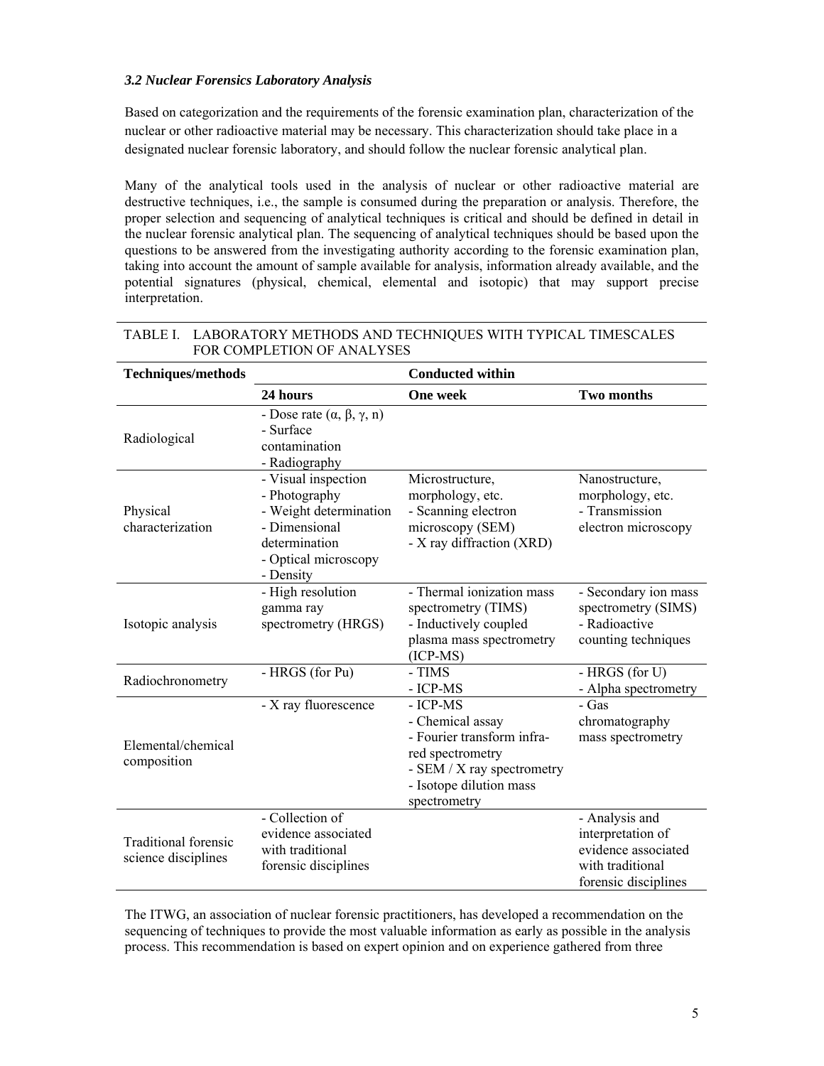### *3.2 Nuclear Forensics Laboratory Analysis*

Based on categorization and the requirements of the forensic examination plan, characterization of the nuclear or other radioactive material may be necessary. This characterization should take place in a designated nuclear forensic laboratory, and should follow the nuclear forensic analytical plan.

Many of the analytical tools used in the analysis of nuclear or other radioactive material are destructive techniques, i.e., the sample is consumed during the preparation or analysis. Therefore, the proper selection and sequencing of analytical techniques is critical and should be defined in detail in the nuclear forensic analytical plan. The sequencing of analytical techniques should be based upon the questions to be answered from the investigating authority according to the forensic examination plan, taking into account the amount of sample available for analysis, information already available, and the potential signatures (physical, chemical, elemental and isotopic) that may support precise interpretation.

TABLE I. LABORATORY METHODS AND TECHNIQUES WITH TYPICAL TIMESCALES FOR COMPLETION OF ANALYSES

| Techniques/methods | Conducted within | | |
|---|---|---|---|
| | **24 hours** | **One week** | **Two months** |
| Radiological | - Dose rate (α, β, γ, n)<br>- Surface contamination<br>- Radiography | | |
| Physical characterization | - Visual inspection<br>- Photography<br>- Weight determination<br>- Dimensional determination<br>- Optical microscopy<br>- Density | Microstructure, morphology, etc.<br>- Scanning electron microscopy (SEM)<br>- X ray diffraction (XRD) | Nanostructure, morphology, etc.<br>- Transmission electron microscopy |
| Isotopic analysis | - High resolution gamma ray spectrometry (HRGS) | - Thermal ionization mass spectrometry (TIMS)<br>- Inductively coupled plasma mass spectrometry (ICP-MS) | - Secondary ion mass spectrometry (SIMS)<br>- Radioactive counting techniques |
| Radiochronometry | - HRGS (for Pu) | - TIMS<br>- ICP-MS | - HRGS (for U)<br>- Alpha spectrometry |
| Elemental/chemical composition | - X ray fluorescence | - ICP-MS<br>- Chemical assay<br>- Fourier transform infra-red spectrometry<br>- SEM / X ray spectrometry<br>- Isotope dilution mass spectrometry | - Gas chromatography mass spectrometry |
| Traditional forensic science disciplines | - Collection of evidence associated with traditional forensic disciplines | | - Analysis and interpretation of evidence associated with traditional forensic disciplines |

The ITWG, an association of nuclear forensic practitioners, has developed a recommendation on the sequencing of techniques to provide the most valuable information as early as possible in the analysis process. This recommendation is based on expert opinion and on experience gathered from three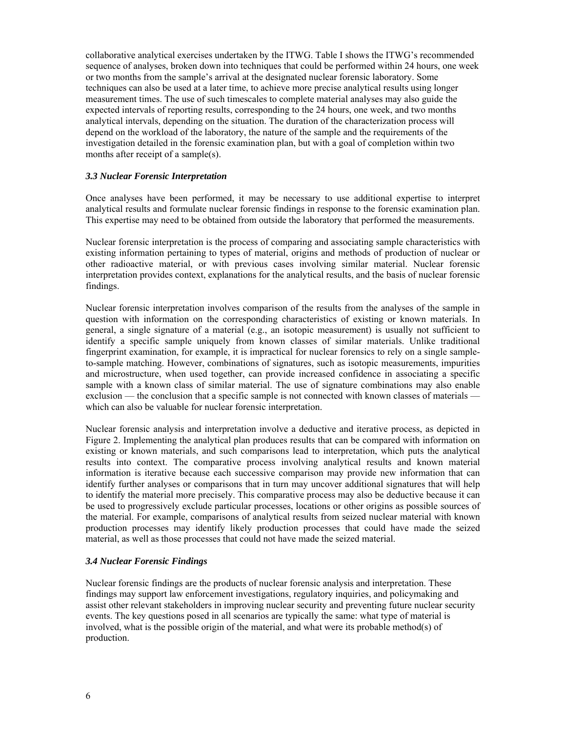collaborative analytical exercises undertaken by the ITWG. Table I shows the ITWG's recommended sequence of analyses, broken down into techniques that could be performed within 24 hours, one week or two months from the sample's arrival at the designated nuclear forensic laboratory. Some techniques can also be used at a later time, to achieve more precise analytical results using longer measurement times. The use of such timescales to complete material analyses may also guide the expected intervals of reporting results, corresponding to the 24 hours, one week, and two months analytical intervals, depending on the situation. The duration of the characterization process will depend on the workload of the laboratory, the nature of the sample and the requirements of the investigation detailed in the forensic examination plan, but with a goal of completion within two months after receipt of a sample(s).

### *3.3 Nuclear Forensic Interpretation*

Once analyses have been performed, it may be necessary to use additional expertise to interpret analytical results and formulate nuclear forensic findings in response to the forensic examination plan. This expertise may need to be obtained from outside the laboratory that performed the measurements.

Nuclear forensic interpretation is the process of comparing and associating sample characteristics with existing information pertaining to types of material, origins and methods of production of nuclear or other radioactive material, or with previous cases involving similar material. Nuclear forensic interpretation provides context, explanations for the analytical results, and the basis of nuclear forensic findings.

Nuclear forensic interpretation involves comparison of the results from the analyses of the sample in question with information on the corresponding characteristics of existing or known materials. In general, a single signature of a material (e.g., an isotopic measurement) is usually not sufficient to identify a specific sample uniquely from known classes of similar materials. Unlike traditional fingerprint examination, for example, it is impractical for nuclear forensics to rely on a single sample-to-sample matching. However, combinations of signatures, such as isotopic measurements, impurities and microstructure, when used together, can provide increased confidence in associating a specific sample with a known class of similar material. The use of signature combinations may also enable exclusion — the conclusion that a specific sample is not connected with known classes of materials — which can also be valuable for nuclear forensic interpretation.

Nuclear forensic analysis and interpretation involve a deductive and iterative process, as depicted in Figure 2. Implementing the analytical plan produces results that can be compared with information on existing or known materials, and such comparisons lead to interpretation, which puts the analytical results into context. The comparative process involving analytical results and known material information is iterative because each successive comparison may provide new information that can identify further analyses or comparisons that in turn may uncover additional signatures that will help to identify the material more precisely. This comparative process may also be deductive because it can be used to progressively exclude particular processes, locations or other origins as possible sources of the material. For example, comparisons of analytical results from seized nuclear material with known production processes may identify likely production processes that could have made the seized material, as well as those processes that could not have made the seized material.

### *3.4 Nuclear Forensic Findings*

Nuclear forensic findings are the products of nuclear forensic analysis and interpretation. These findings may support law enforcement investigations, regulatory inquiries, and policymaking and assist other relevant stakeholders in improving nuclear security and preventing future nuclear security events. The key questions posed in all scenarios are typically the same: what type of material is involved, what is the possible origin of the material, and what were its probable method(s) of production.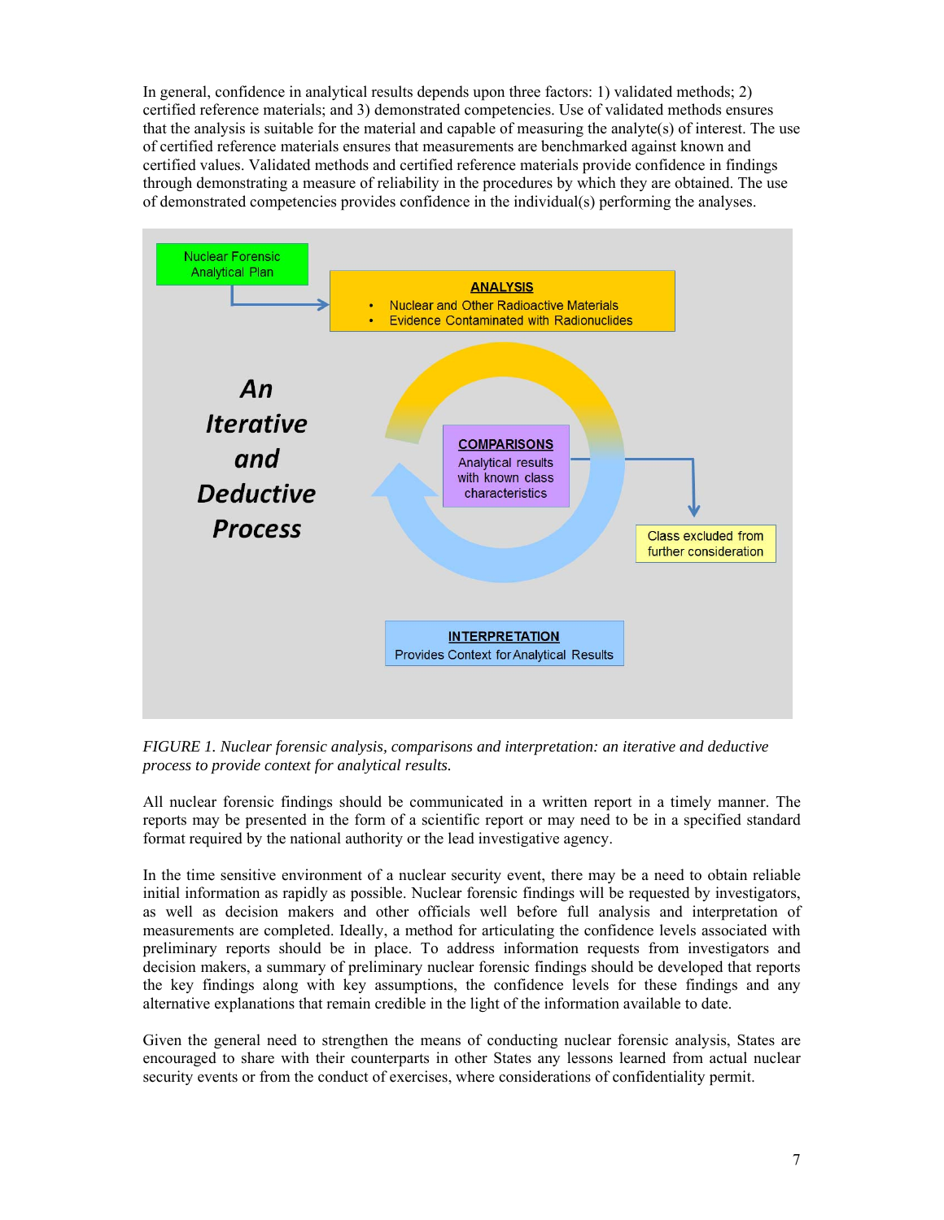In general, confidence in analytical results depends upon three factors: 1) validated methods; 2) certified reference materials; and 3) demonstrated competencies. Use of validated methods ensures that the analysis is suitable for the material and capable of measuring the analyte(s) of interest. The use of certified reference materials ensures that measurements are benchmarked against known and certified values. Validated methods and certified reference materials provide confidence in findings through demonstrating a measure of reliability in the procedures by which they are obtained. The use of demonstrated competencies provides confidence in the individual(s) performing the analyses.

Nuclear Forensic Analytical Plan

**ANALYSIS**

- Nuclear and Other Radioactive Materials
- Evidence Contaminated with Radionuclides

***An Iterative and Deductive Process***

**COMPARISONS**
Analytical results with known class characteristics

Class excluded from further consideration

**INTERPRETATION**
Provides Context for Analytical Results

*FIGURE 1. Nuclear forensic analysis, comparisons and interpretation: an iterative and deductive process to provide context for analytical results.*

All nuclear forensic findings should be communicated in a written report in a timely manner. The reports may be presented in the form of a scientific report or may need to be in a specified standard format required by the national authority or the lead investigative agency.

In the time sensitive environment of a nuclear security event, there may be a need to obtain reliable initial information as rapidly as possible. Nuclear forensic findings will be requested by investigators, as well as decision makers and other officials well before full analysis and interpretation of measurements are completed. Ideally, a method for articulating the confidence levels associated with preliminary reports should be in place. To address information requests from investigators and decision makers, a summary of preliminary nuclear forensic findings should be developed that reports the key findings along with key assumptions, the confidence levels for these findings and any alternative explanations that remain credible in the light of the information available to date.

Given the general need to strengthen the means of conducting nuclear forensic analysis, States are encouraged to share with their counterparts in other States any lessons learned from actual nuclear security events or from the conduct of exercises, where considerations of confidentiality permit.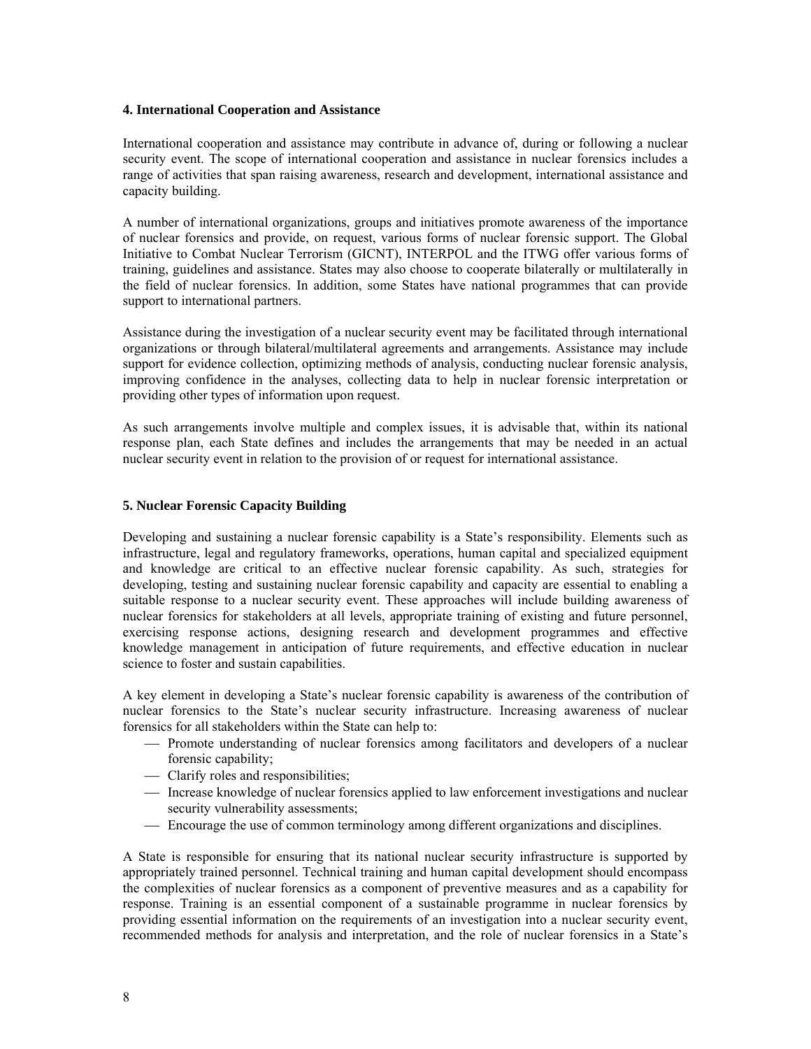## 4. International Cooperation and Assistance

International cooperation and assistance may contribute in advance of, during or following a nuclear security event. The scope of international cooperation and assistance in nuclear forensics includes a range of activities that span raising awareness, research and development, international assistance and capacity building.

A number of international organizations, groups and initiatives promote awareness of the importance of nuclear forensics and provide, on request, various forms of nuclear forensic support. The Global Initiative to Combat Nuclear Terrorism (GICNT), INTERPOL and the ITWG offer various forms of training, guidelines and assistance. States may also choose to cooperate bilaterally or multilaterally in the field of nuclear forensics. In addition, some States have national programmes that can provide support to international partners.

Assistance during the investigation of a nuclear security event may be facilitated through international organizations or through bilateral/multilateral agreements and arrangements. Assistance may include support for evidence collection, optimizing methods of analysis, conducting nuclear forensic analysis, improving confidence in the analyses, collecting data to help in nuclear forensic interpretation or providing other types of information upon request.

As such arrangements involve multiple and complex issues, it is advisable that, within its national response plan, each State defines and includes the arrangements that may be needed in an actual nuclear security event in relation to the provision of or request for international assistance.

## 5. Nuclear Forensic Capacity Building

Developing and sustaining a nuclear forensic capability is a State's responsibility. Elements such as infrastructure, legal and regulatory frameworks, operations, human capital and specialized equipment and knowledge are critical to an effective nuclear forensic capability. As such, strategies for developing, testing and sustaining nuclear forensic capability and capacity are essential to enabling a suitable response to a nuclear security event. These approaches will include building awareness of nuclear forensics for stakeholders at all levels, appropriate training of existing and future personnel, exercising response actions, designing research and development programmes and effective knowledge management in anticipation of future requirements, and effective education in nuclear science to foster and sustain capabilities.

A key element in developing a State's nuclear forensic capability is awareness of the contribution of nuclear forensics to the State's nuclear security infrastructure. Increasing awareness of nuclear forensics for all stakeholders within the State can help to:

- Promote understanding of nuclear forensics among facilitators and developers of a nuclear forensic capability;
- Clarify roles and responsibilities;
- Increase knowledge of nuclear forensics applied to law enforcement investigations and nuclear security vulnerability assessments;
- Encourage the use of common terminology among different organizations and disciplines.

A State is responsible for ensuring that its national nuclear security infrastructure is supported by appropriately trained personnel. Technical training and human capital development should encompass the complexities of nuclear forensics as a component of preventive measures and as a capability for response. Training is an essential component of a sustainable programme in nuclear forensics by providing essential information on the requirements of an investigation into a nuclear security event, recommended methods for analysis and interpretation, and the role of nuclear forensics in a State's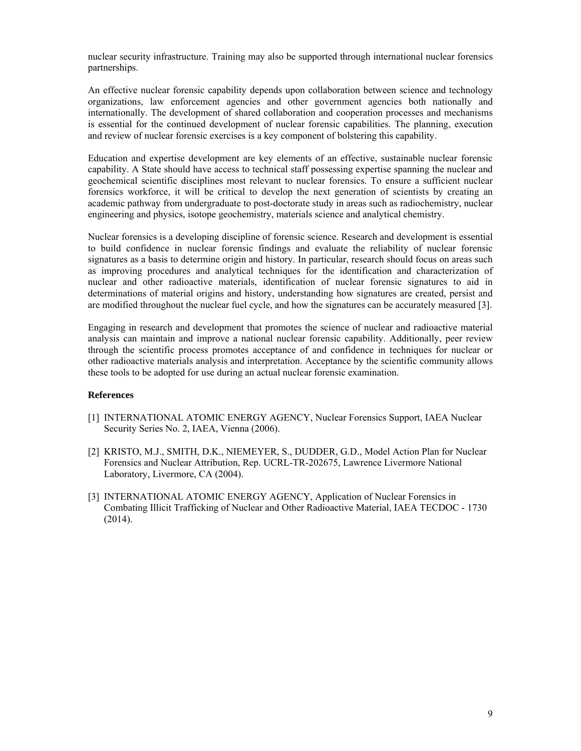nuclear security infrastructure. Training may also be supported through international nuclear forensics partnerships.

An effective nuclear forensic capability depends upon collaboration between science and technology organizations, law enforcement agencies and other government agencies both nationally and internationally. The development of shared collaboration and cooperation processes and mechanisms is essential for the continued development of nuclear forensic capabilities. The planning, execution and review of nuclear forensic exercises is a key component of bolstering this capability.

Education and expertise development are key elements of an effective, sustainable nuclear forensic capability. A State should have access to technical staff possessing expertise spanning the nuclear and geochemical scientific disciplines most relevant to nuclear forensics. To ensure a sufficient nuclear forensics workforce, it will be critical to develop the next generation of scientists by creating an academic pathway from undergraduate to post-doctorate study in areas such as radiochemistry, nuclear engineering and physics, isotope geochemistry, materials science and analytical chemistry.

Nuclear forensics is a developing discipline of forensic science. Research and development is essential to build confidence in nuclear forensic findings and evaluate the reliability of nuclear forensic signatures as a basis to determine origin and history. In particular, research should focus on areas such as improving procedures and analytical techniques for the identification and characterization of nuclear and other radioactive materials, identification of nuclear forensic signatures to aid in determinations of material origins and history, understanding how signatures are created, persist and are modified throughout the nuclear fuel cycle, and how the signatures can be accurately measured [3].

Engaging in research and development that promotes the science of nuclear and radioactive material analysis can maintain and improve a national nuclear forensic capability. Additionally, peer review through the scientific process promotes acceptance of and confidence in techniques for nuclear or other radioactive materials analysis and interpretation. Acceptance by the scientific community allows these tools to be adopted for use during an actual nuclear forensic examination.

**References**

[1] INTERNATIONAL ATOMIC ENERGY AGENCY, Nuclear Forensics Support, IAEA Nuclear Security Series No. 2, IAEA, Vienna (2006).

[2] KRISTO, M.J., SMITH, D.K., NIEMEYER, S., DUDDER, G.D., Model Action Plan for Nuclear Forensics and Nuclear Attribution, Rep. UCRL-TR-202675, Lawrence Livermore National Laboratory, Livermore, CA (2004).

[3] INTERNATIONAL ATOMIC ENERGY AGENCY, Application of Nuclear Forensics in Combating Illicit Trafficking of Nuclear and Other Radioactive Material, IAEA TECDOC - 1730 (2014).